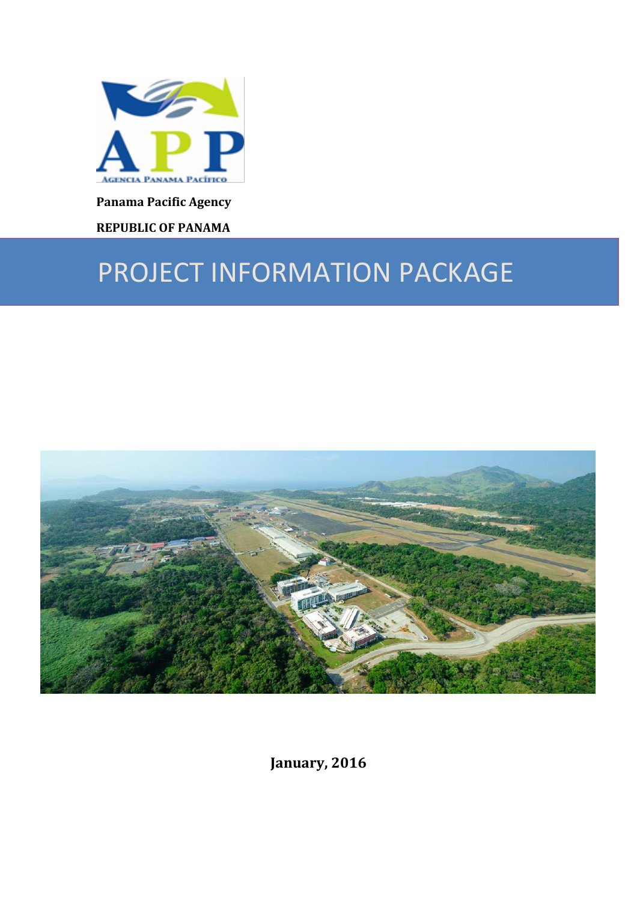**Panama Pacific Agency**

**REPUBLIC OF PANAMA**

# PROJECT INFORMATION PACKAGE

**January, 2016**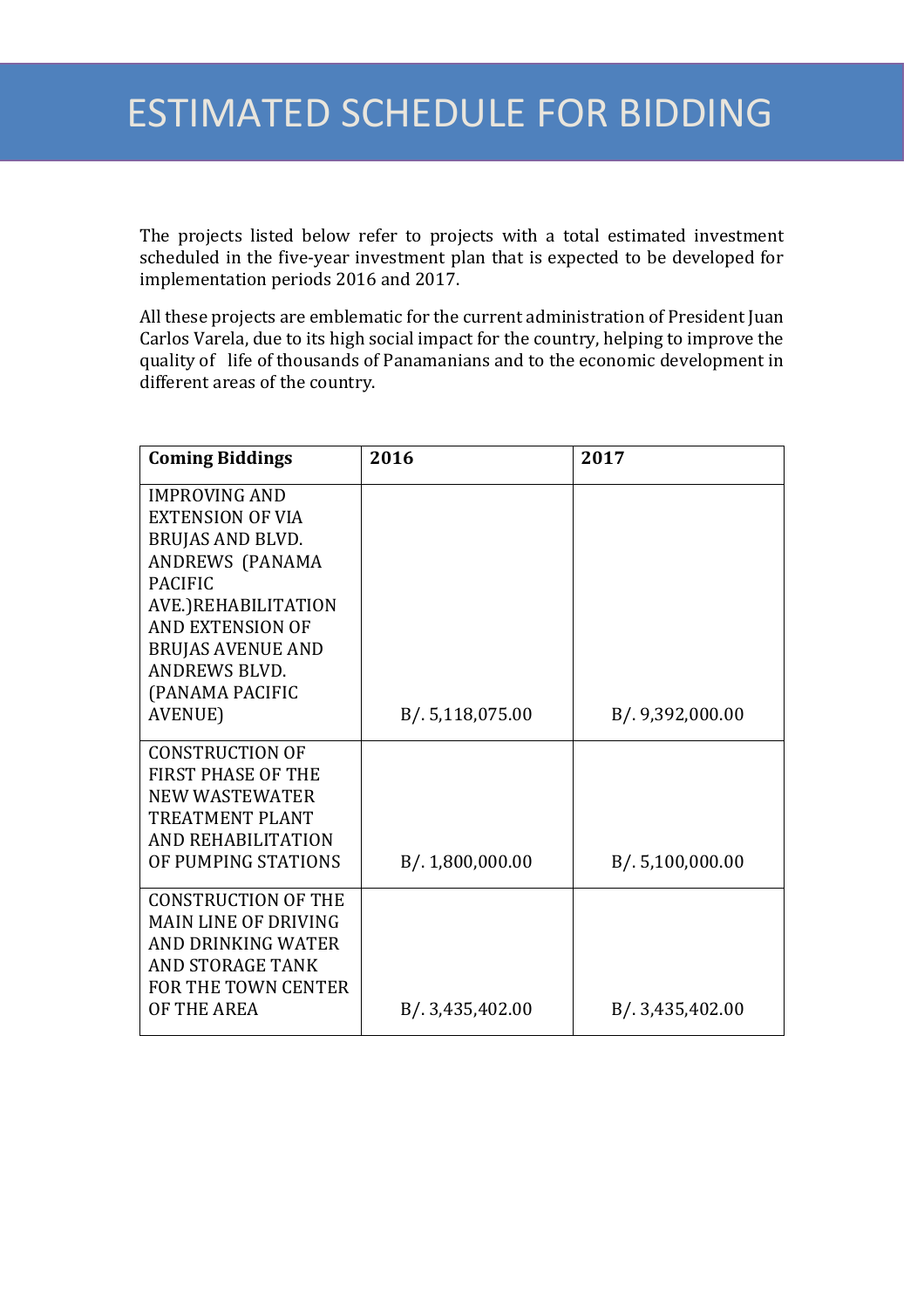# ESTIMATED SCHEDULE FOR BIDDING

The projects listed below refer to projects with a total estimated investment scheduled in the five-year investment plan that is expected to be developed for implementation periods 2016 and 2017.

All these projects are emblematic for the current administration of President Juan Carlos Varela, due to its high social impact for the country, helping to improve the quality of life of thousands of Panamanians and to the economic development in different areas of the country.

| Coming Biddings | 2016 | 2017 |
| --- | --- | --- |
| IMPROVING AND EXTENSION OF VIA BRUJAS AND BLVD. ANDREWS (PANAMA PACIFIC AVE.)REHABILITATION AND EXTENSION OF BRUJAS AVENUE AND ANDREWS BLVD. (PANAMA PACIFIC AVENUE) | B/. 5,118,075.00 | B/. 9,392,000.00 |
| CONSTRUCTION OF FIRST PHASE OF THE NEW WASTEWATER TREATMENT PLANT AND REHABILITATION OF PUMPING STATIONS | B/. 1,800,000.00 | B/. 5,100,000.00 |
| CONSTRUCTION OF THE MAIN LINE OF DRIVING AND DRINKING WATER AND STORAGE TANK FOR THE TOWN CENTER OF THE AREA | B/. 3,435,402.00 | B/. 3,435,402.00 |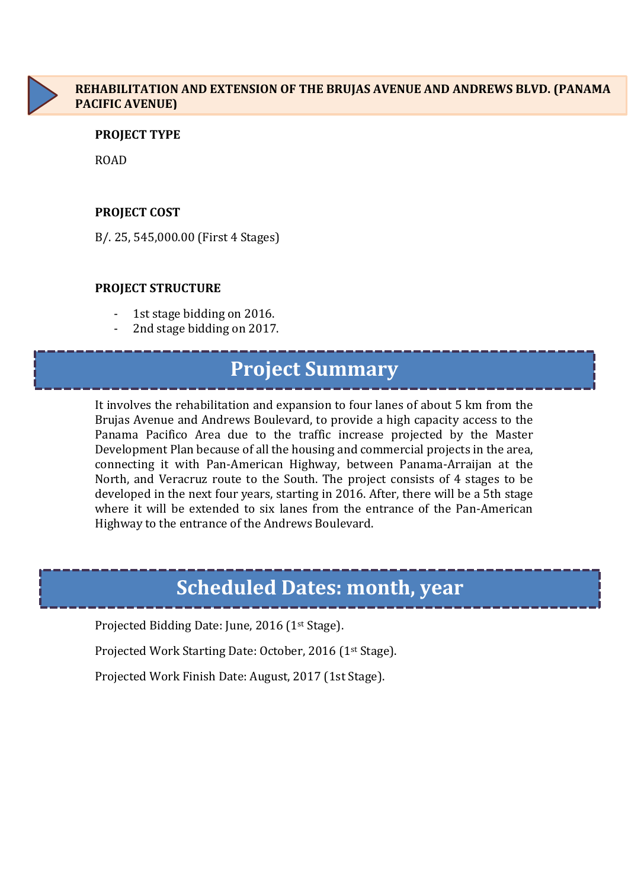## REHABILITATION AND EXTENSION OF THE BRUJAS AVENUE AND ANDREWS BLVD. (PANAMA PACIFIC AVENUE)

**PROJECT TYPE**

ROAD

**PROJECT COST**

B/. 25, 545,000.00 (First 4 Stages)

**PROJECT STRUCTURE**

- 1st stage bidding on 2016.
- 2nd stage bidding on 2017.

## Project Summary

It involves the rehabilitation and expansion to four lanes of about 5 km from the Brujas Avenue and Andrews Boulevard, to provide a high capacity access to the Panama Pacifico Area due to the traffic increase projected by the Master Development Plan because of all the housing and commercial projects in the area, connecting it with Pan-American Highway, between Panama-Arraijan at the North, and Veracruz route to the South. The project consists of 4 stages to be developed in the next four years, starting in 2016. After, there will be a 5th stage where it will be extended to six lanes from the entrance of the Pan-American Highway to the entrance of the Andrews Boulevard.

## Scheduled Dates: month, year

Projected Bidding Date: June, 2016 (1st Stage).

Projected Work Starting Date: October, 2016 (1st Stage).

Projected Work Finish Date: August, 2017 (1st Stage).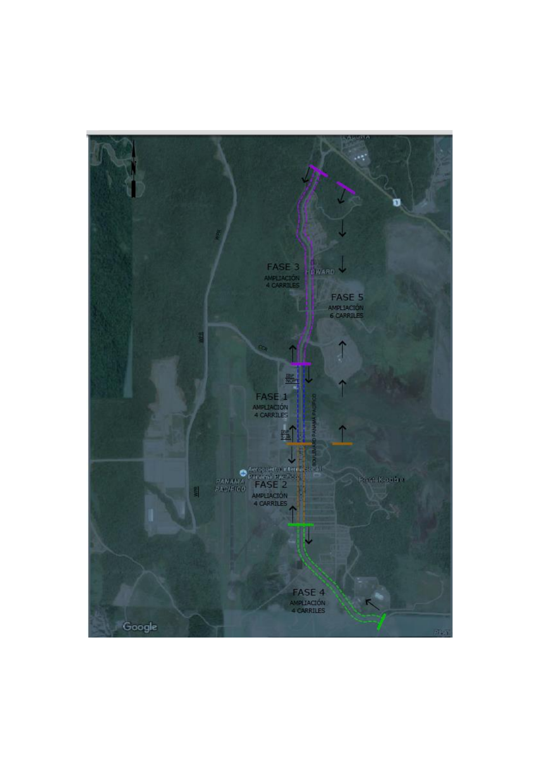FASE 3
AMPLIACIÓN
4 CARRILES

HOWARD

FASE 5
AMPLIACIÓN
6 CARRILES

CCR

IBP
NORT

FASE 1
AMPLIACIÓN
4 CARRILES

IBP
SUR

BOULEVARD PANAMÁ PACIFICO

Aeropuerto Internacional Panamá Pacífico

PANAMÁ PACIFICO

Fort Kobbe

FASE 2
AMPLIACIÓN
4 CARRILES

FASE 4
AMPLIACIÓN
4 CARRILES

LA BOCA

Google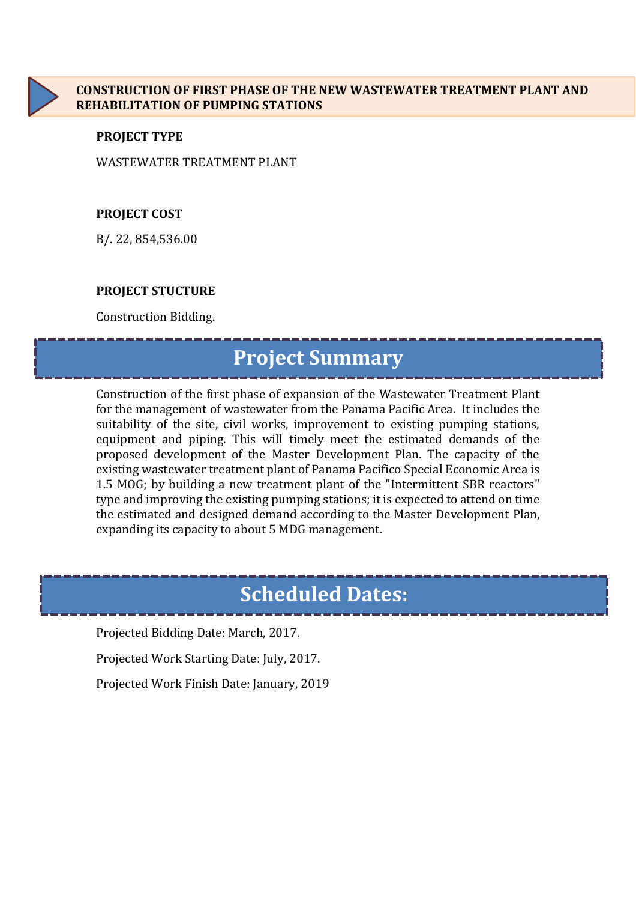## CONSTRUCTION OF FIRST PHASE OF THE NEW WASTEWATER TREATMENT PLANT AND REHABILITATION OF PUMPING STATIONS

**PROJECT TYPE**

WASTEWATER TREATMENT PLANT

**PROJECT COST**

B/. 22, 854,536.00

**PROJECT STUCTURE**

Construction Bidding.

# Project Summary

Construction of the first phase of expansion of the Wastewater Treatment Plant for the management of wastewater from the Panama Pacific Area. It includes the suitability of the site, civil works, improvement to existing pumping stations, equipment and piping. This will timely meet the estimated demands of the proposed development of the Master Development Plan. The capacity of the existing wastewater treatment plant of Panama Pacifico Special Economic Area is 1.5 MOG; by building a new treatment plant of the "Intermittent SBR reactors" type and improving the existing pumping stations; it is expected to attend on time the estimated and designed demand according to the Master Development Plan, expanding its capacity to about 5 MDG management.

# Scheduled Dates:

Projected Bidding Date: March, 2017.

Projected Work Starting Date: July, 2017.

Projected Work Finish Date: January, 2019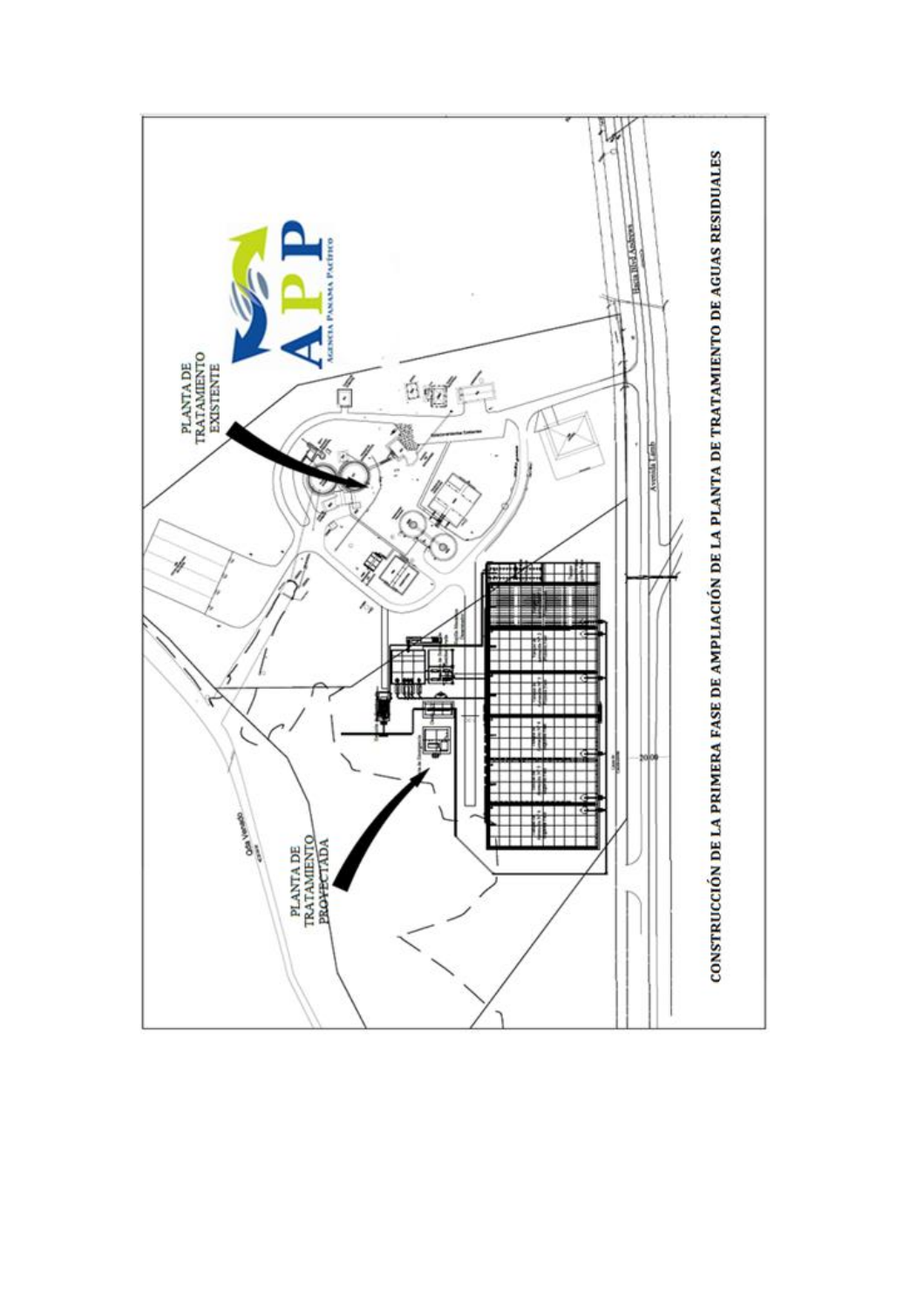PLANTA DE TRATAMIENTO EXISTENTE

APP

AGENCIA PANAMA PACIFICO

PLANTA DE TRATAMIENTO PROYECTADA

**CONSTRUCCIÓN DE LA PRIMERA FASE DE AMPLIACIÓN DE LA PLANTA DE TRATAMIENTO DE AGUAS RESIDUALES**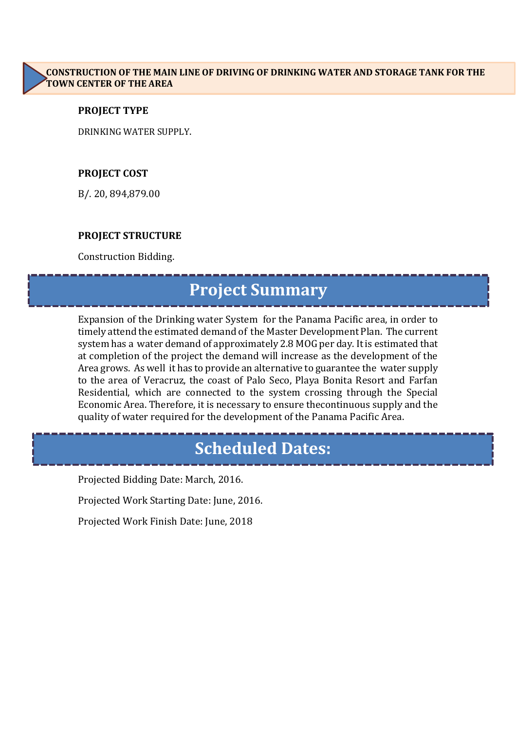## CONSTRUCTION OF THE MAIN LINE OF DRIVING OF DRINKING WATER AND STORAGE TANK FOR THE TOWN CENTER OF THE AREA

**PROJECT TYPE**

DRINKING WATER SUPPLY.

**PROJECT COST**

B/. 20, 894,879.00

**PROJECT STRUCTURE**

Construction Bidding.

# Project Summary

Expansion of the Drinking water System for the Panama Pacific area, in order to timely attend the estimated demand of the Master Development Plan. The current system has a water demand of approximately 2.8 MOG per day. It is estimated that at completion of the project the demand will increase as the development of the Area grows. As well it has to provide an alternative to guarantee the water supply to the area of Veracruz, the coast of Palo Seco, Playa Bonita Resort and Farfan Residential, which are connected to the system crossing through the Special Economic Area. Therefore, it is necessary to ensure thecontinuous supply and the quality of water required for the development of the Panama Pacific Area.

# Scheduled Dates:

Projected Bidding Date: March, 2016.

Projected Work Starting Date: June, 2016.

Projected Work Finish Date: June, 2018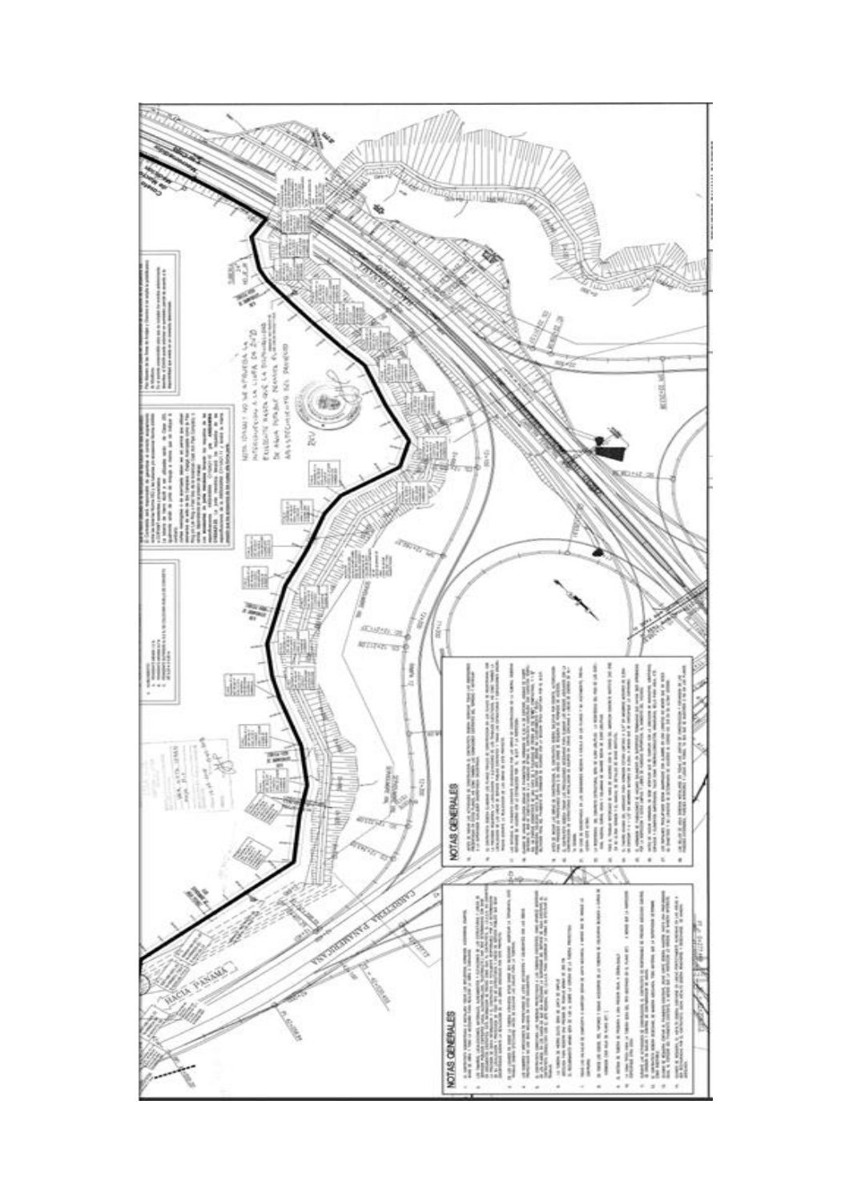NOTAS GENERALES

NOTAS GENERALES

CARRETERA PANAMERICANA

HACIA PANAMA